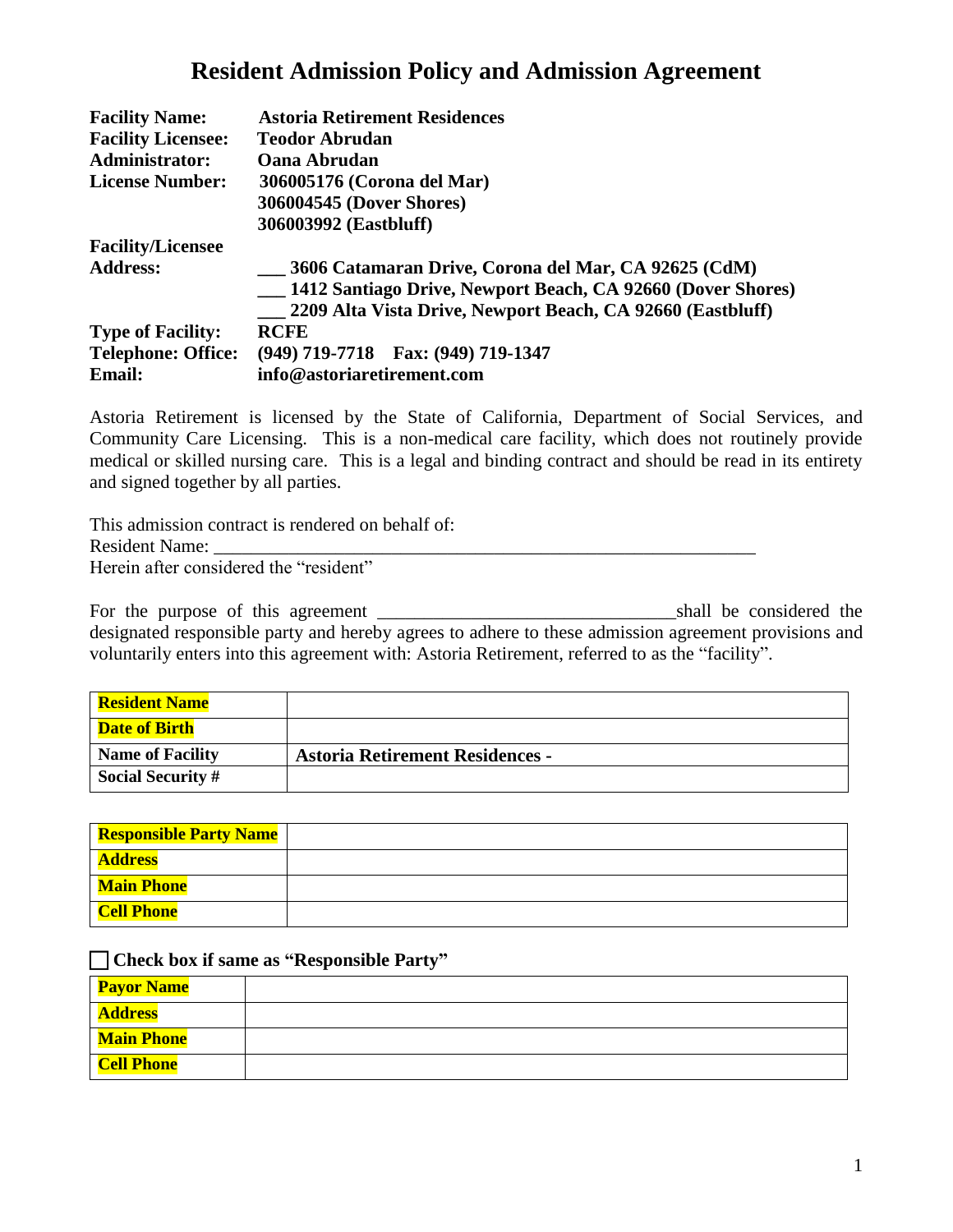# Resident Admission Policy and Admission Agreement

| | |
|---|---|
| **Facility Name:** | **Astoria Retirement Residences** |
| **Facility Licensee:** | **Teodor Abrudan** |
| **Administrator:** | **Oana Abrudan** |
| **License Number:** | **306005176 (Corona del Mar)** |
| | **306004545 (Dover Shores)** |
| | **306003992 (Eastbluff)** |
| **Facility/Licensee Address:** | **___ 3606 Catamaran Drive, Corona del Mar, CA 92625 (CdM)** |
| | **___ 1412 Santiago Drive, Newport Beach, CA 92660 (Dover Shores)** |
| | **___ 2209 Alta Vista Drive, Newport Beach, CA 92660 (Eastbluff)** |
| **Type of Facility:** | **RCFE** |
| **Telephone: Office:** | **(949) 719-7718 Fax: (949) 719-1347** |
| **Email:** | **info@astoriaretirement.com** |

Astoria Retirement is licensed by the State of California, Department of Social Services, and Community Care Licensing. This is a non-medical care facility, which does not routinely provide medical or skilled nursing care. This is a legal and binding contract and should be read in its entirety and signed together by all parties.

This admission contract is rendered on behalf of:
Resident Name: ____________________________________________________________
Herein after considered the "resident"

For the purpose of this agreement ________________________________shall be considered the designated responsible party and hereby agrees to adhere to these admission agreement provisions and voluntarily enters into this agreement with: Astoria Retirement, referred to as the "facility".

| | |
|---|---|
| **Resident Name** | |
| **Date of Birth** | |
| **Name of Facility** | **Astoria Retirement Residences -** |
| **Social Security #** | |

| | |
|---|---|
| **Responsible Party Name** | |
| **Address** | |
| **Main Phone** | |
| **Cell Phone** | |

☐ **Check box if same as "Responsible Party"**

| | |
|---|---|
| **Payor Name** | |
| **Address** | |
| **Main Phone** | |
| **Cell Phone** | |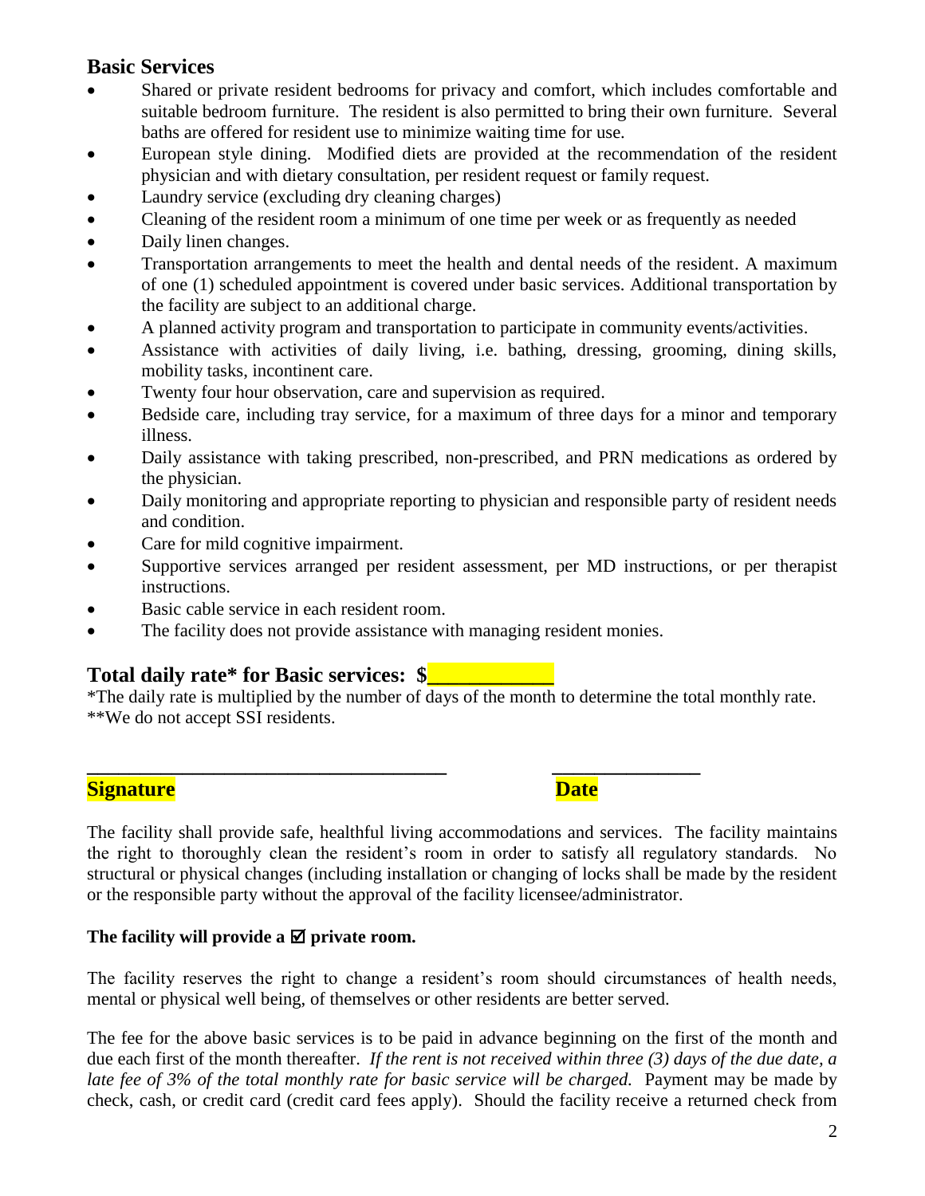## Basic Services

- Shared or private resident bedrooms for privacy and comfort, which includes comfortable and suitable bedroom furniture. The resident is also permitted to bring their own furniture. Several baths are offered for resident use to minimize waiting time for use.
- European style dining. Modified diets are provided at the recommendation of the resident physician and with dietary consultation, per resident request or family request.
- Laundry service (excluding dry cleaning charges)
- Cleaning of the resident room a minimum of one time per week or as frequently as needed
- Daily linen changes.
- Transportation arrangements to meet the health and dental needs of the resident. A maximum of one (1) scheduled appointment is covered under basic services. Additional transportation by the facility are subject to an additional charge.
- A planned activity program and transportation to participate in community events/activities.
- Assistance with activities of daily living, i.e. bathing, dressing, grooming, dining skills, mobility tasks, incontinent care.
- Twenty four hour observation, care and supervision as required.
- Bedside care, including tray service, for a maximum of three days for a minor and temporary illness.
- Daily assistance with taking prescribed, non-prescribed, and PRN medications as ordered by the physician.
- Daily monitoring and appropriate reporting to physician and responsible party of resident needs and condition.
- Care for mild cognitive impairment.
- Supportive services arranged per resident assessment, per MD instructions, or per therapist instructions.
- Basic cable service in each resident room.
- The facility does not provide assistance with managing resident monies.

## Total daily rate* for Basic services: $___________

*The daily rate is multiplied by the number of days of the month to determine the total monthly rate.
**We do not accept SSI residents.

____________________________________ _______________
**Signature** **Date**

The facility shall provide safe, healthful living accommodations and services. The facility maintains the right to thoroughly clean the resident's room in order to satisfy all regulatory standards. No structural or physical changes (including installation or changing of locks shall be made by the resident or the responsible party without the approval of the facility licensee/administrator.

**The facility will provide a ☑ private room.**

The facility reserves the right to change a resident's room should circumstances of health needs, mental or physical well being, of themselves or other residents are better served.

The fee for the above basic services is to be paid in advance beginning on the first of the month and due each first of the month thereafter. *If the rent is not received within three (3) days of the due date, a late fee of 3% of the total monthly rate for basic service will be charged.* Payment may be made by check, cash, or credit card (credit card fees apply). Should the facility receive a returned check from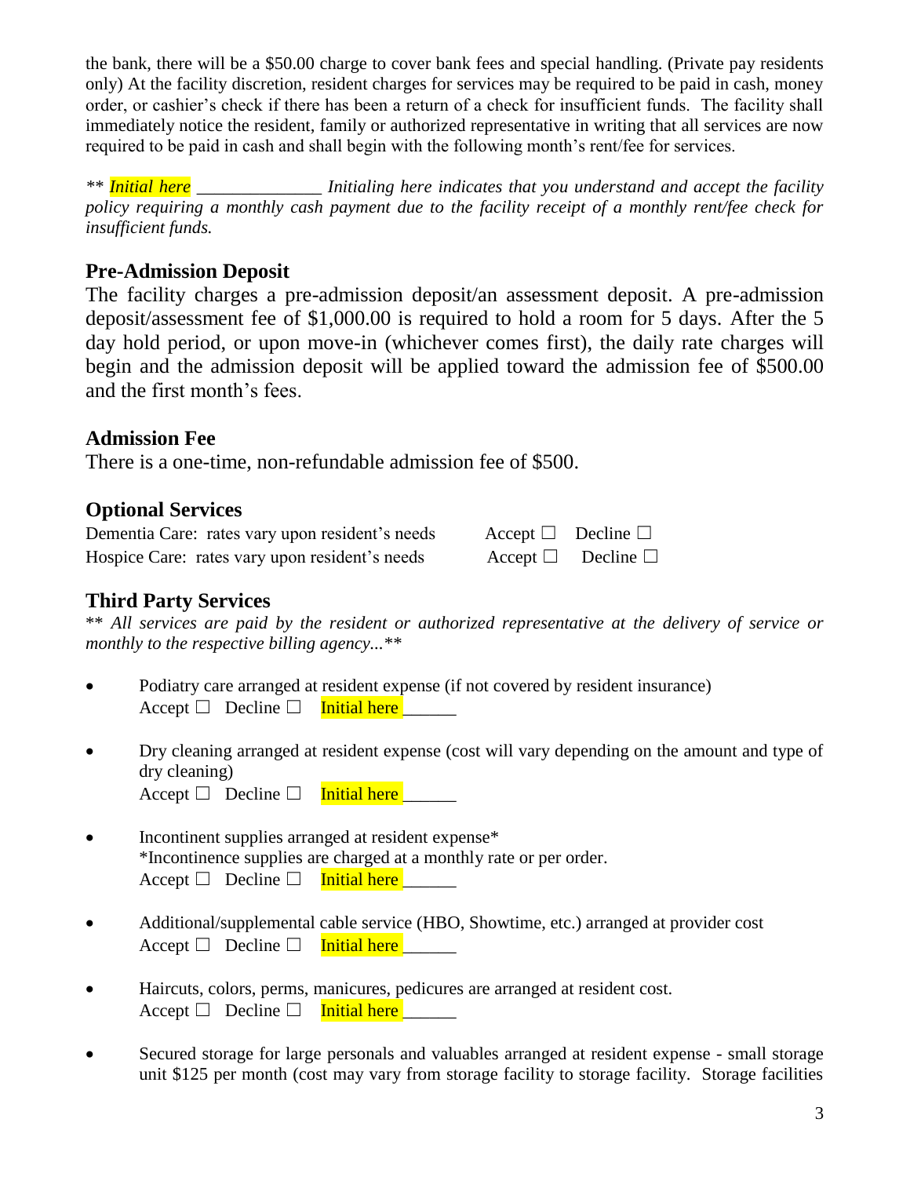the bank, there will be a $50.00 charge to cover bank fees and special handling. (Private pay residents only) At the facility discretion, resident charges for services may be required to be paid in cash, money order, or cashier's check if there has been a return of a check for insufficient funds. The facility shall immediately notice the resident, family or authorized representative in writing that all services are now required to be paid in cash and shall begin with the following month's rent/fee for services.

*** Initial here* ______________ *Initialing here indicates that you understand and accept the facility policy requiring a monthly cash payment due to the facility receipt of a monthly rent/fee check for insufficient funds.*

## Pre-Admission Deposit

The facility charges a pre-admission deposit/an assessment deposit. A pre-admission deposit/assessment fee of $1,000.00 is required to hold a room for 5 days. After the 5 day hold period, or upon move-in (whichever comes first), the daily rate charges will begin and the admission deposit will be applied toward the admission fee of $500.00 and the first month's fees.

## Admission Fee

There is a one-time, non-refundable admission fee of $500.

## Optional Services

Dementia Care: rates vary upon resident's needs     Accept ☐   Decline ☐
Hospice Care: rates vary upon resident's needs     Accept ☐   Decline ☐

## Third Party Services

** *All services are paid by the resident or authorized representative at the delivery of service or monthly to the respective billing agency...*\**

- Podiatry care arranged at resident expense (if not covered by resident insurance)
  Accept ☐ Decline ☐ Initial here ______
- Dry cleaning arranged at resident expense (cost will vary depending on the amount and type of dry cleaning)
  Accept ☐ Decline ☐ Initial here ______
- Incontinent supplies arranged at resident expense*
  *Incontinence supplies are charged at a monthly rate or per order.
  Accept ☐ Decline ☐ Initial here ______
- Additional/supplemental cable service (HBO, Showtime, etc.) arranged at provider cost
  Accept ☐ Decline ☐ Initial here ______
- Haircuts, colors, perms, manicures, pedicures are arranged at resident cost.
  Accept ☐ Decline ☐ Initial here ______
- Secured storage for large personals and valuables arranged at resident expense - small storage unit $125 per month (cost may vary from storage facility to storage facility. Storage facilities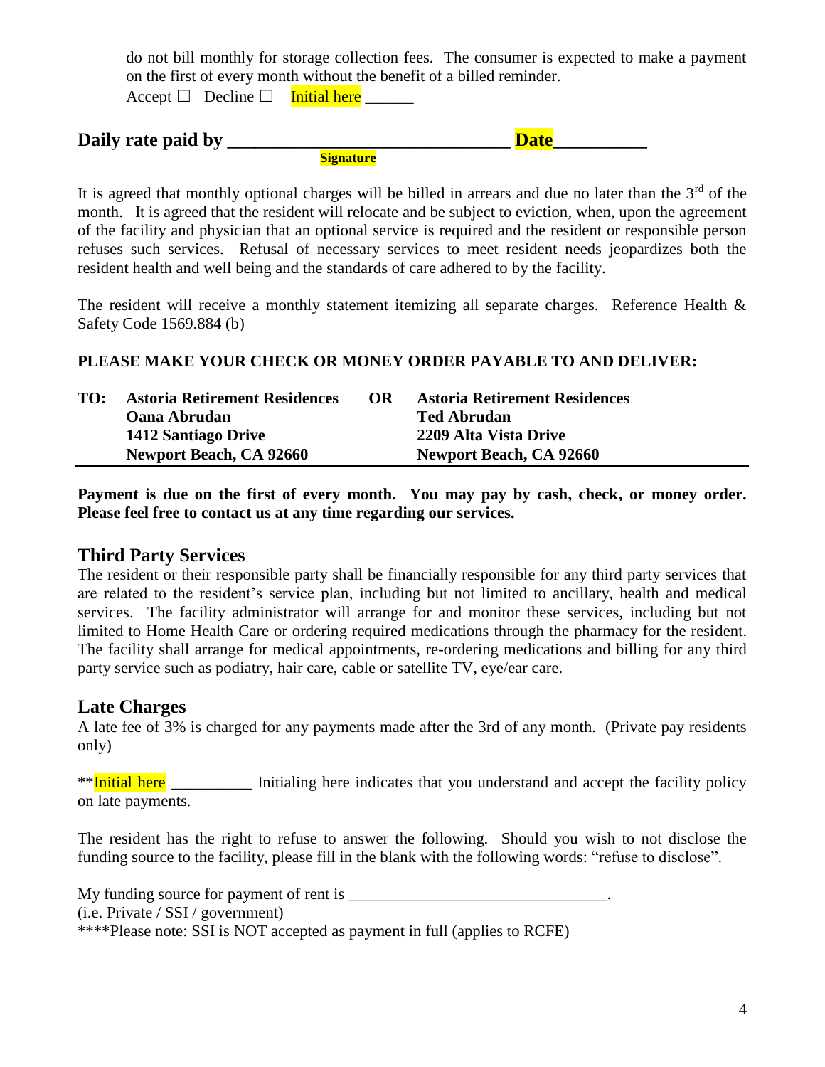do not bill monthly for storage collection fees. The consumer is expected to make a payment on the first of every month without the benefit of a billed reminder.

Accept ☐ Decline ☐ Initial here ______

**Daily rate paid by ______________________________ Date__________**

**Signature**

It is agreed that monthly optional charges will be billed in arrears and due no later than the 3rd of the month. It is agreed that the resident will relocate and be subject to eviction, when, upon the agreement of the facility and physician that an optional service is required and the resident or responsible person refuses such services. Refusal of necessary services to meet resident needs jeopardizes both the resident health and well being and the standards of care adhered to by the facility.

The resident will receive a monthly statement itemizing all separate charges. Reference Health & Safety Code 1569.884 (b)

**PLEASE MAKE YOUR CHECK OR MONEY ORDER PAYABLE TO AND DELIVER:**

| **TO:** | **Astoria Retirement Residences** | **OR** | **Astoria Retirement Residences** |
|---|---|---|---|
| | **Oana Abrudan** | | **Ted Abrudan** |
| | **1412 Santiago Drive** | | **2209 Alta Vista Drive** |
| | **Newport Beach, CA 92660** | | **Newport Beach, CA 92660** |

**Payment is due on the first of every month. You may pay by cash, check, or money order. Please feel free to contact us at any time regarding our services.**

## Third Party Services

The resident or their responsible party shall be financially responsible for any third party services that are related to the resident's service plan, including but not limited to ancillary, health and medical services. The facility administrator will arrange for and monitor these services, including but not limited to Home Health Care or ordering required medications through the pharmacy for the resident. The facility shall arrange for medical appointments, re-ordering medications and billing for any third party service such as podiatry, hair care, cable or satellite TV, eye/ear care.

## Late Charges

A late fee of 3% is charged for any payments made after the 3rd of any month. (Private pay residents only)

**Initial here __________ Initialing here indicates that you understand and accept the facility policy on late payments.

The resident has the right to refuse to answer the following. Should you wish to not disclose the funding source to the facility, please fill in the blank with the following words: "refuse to disclose".

My funding source for payment of rent is ________________________________.
(i.e. Private / SSI / government)
****Please note: SSI is NOT accepted as payment in full (applies to RCFE)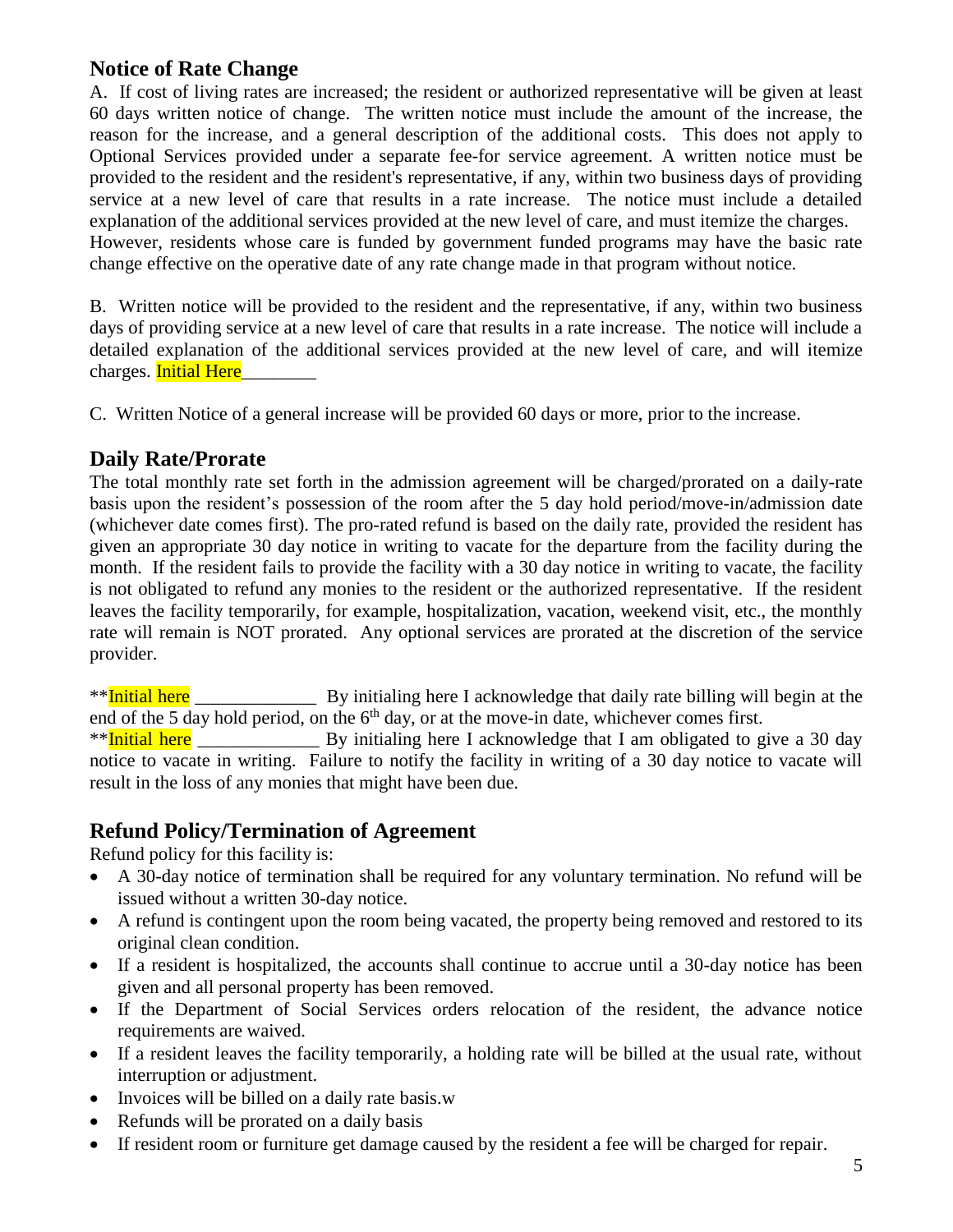## Notice of Rate Change

A. If cost of living rates are increased; the resident or authorized representative will be given at least 60 days written notice of change. The written notice must include the amount of the increase, the reason for the increase, and a general description of the additional costs. This does not apply to Optional Services provided under a separate fee-for service agreement. A written notice must be provided to the resident and the resident's representative, if any, within two business days of providing service at a new level of care that results in a rate increase. The notice must include a detailed explanation of the additional services provided at the new level of care, and must itemize the charges. However, residents whose care is funded by government funded programs may have the basic rate change effective on the operative date of any rate change made in that program without notice.

B. Written notice will be provided to the resident and the representative, if any, within two business days of providing service at a new level of care that results in a rate increase. The notice will include a detailed explanation of the additional services provided at the new level of care, and will itemize charges. Initial Here________

C. Written Notice of a general increase will be provided 60 days or more, prior to the increase.

## Daily Rate/Prorate

The total monthly rate set forth in the admission agreement will be charged/prorated on a daily-rate basis upon the resident's possession of the room after the 5 day hold period/move-in/admission date (whichever date comes first). The pro-rated refund is based on the daily rate, provided the resident has given an appropriate 30 day notice in writing to vacate for the departure from the facility during the month. If the resident fails to provide the facility with a 30 day notice in writing to vacate, the facility is not obligated to refund any monies to the resident or the authorized representative. If the resident leaves the facility temporarily, for example, hospitalization, vacation, weekend visit, etc., the monthly rate will remain is NOT prorated. Any optional services are prorated at the discretion of the service provider.

**Initial here _____________ By initialing here I acknowledge that daily rate billing will begin at the end of the 5 day hold period, on the 6th day, or at the move-in date, whichever comes first.
**Initial here _____________ By initialing here I acknowledge that I am obligated to give a 30 day notice to vacate in writing. Failure to notify the facility in writing of a 30 day notice to vacate will result in the loss of any monies that might have been due.

## Refund Policy/Termination of Agreement

Refund policy for this facility is:

- A 30-day notice of termination shall be required for any voluntary termination. No refund will be issued without a written 30-day notice.
- A refund is contingent upon the room being vacated, the property being removed and restored to its original clean condition.
- If a resident is hospitalized, the accounts shall continue to accrue until a 30-day notice has been given and all personal property has been removed.
- If the Department of Social Services orders relocation of the resident, the advance notice requirements are waived.
- If a resident leaves the facility temporarily, a holding rate will be billed at the usual rate, without interruption or adjustment.
- Invoices will be billed on a daily rate basis.w
- Refunds will be prorated on a daily basis
- If resident room or furniture get damage caused by the resident a fee will be charged for repair.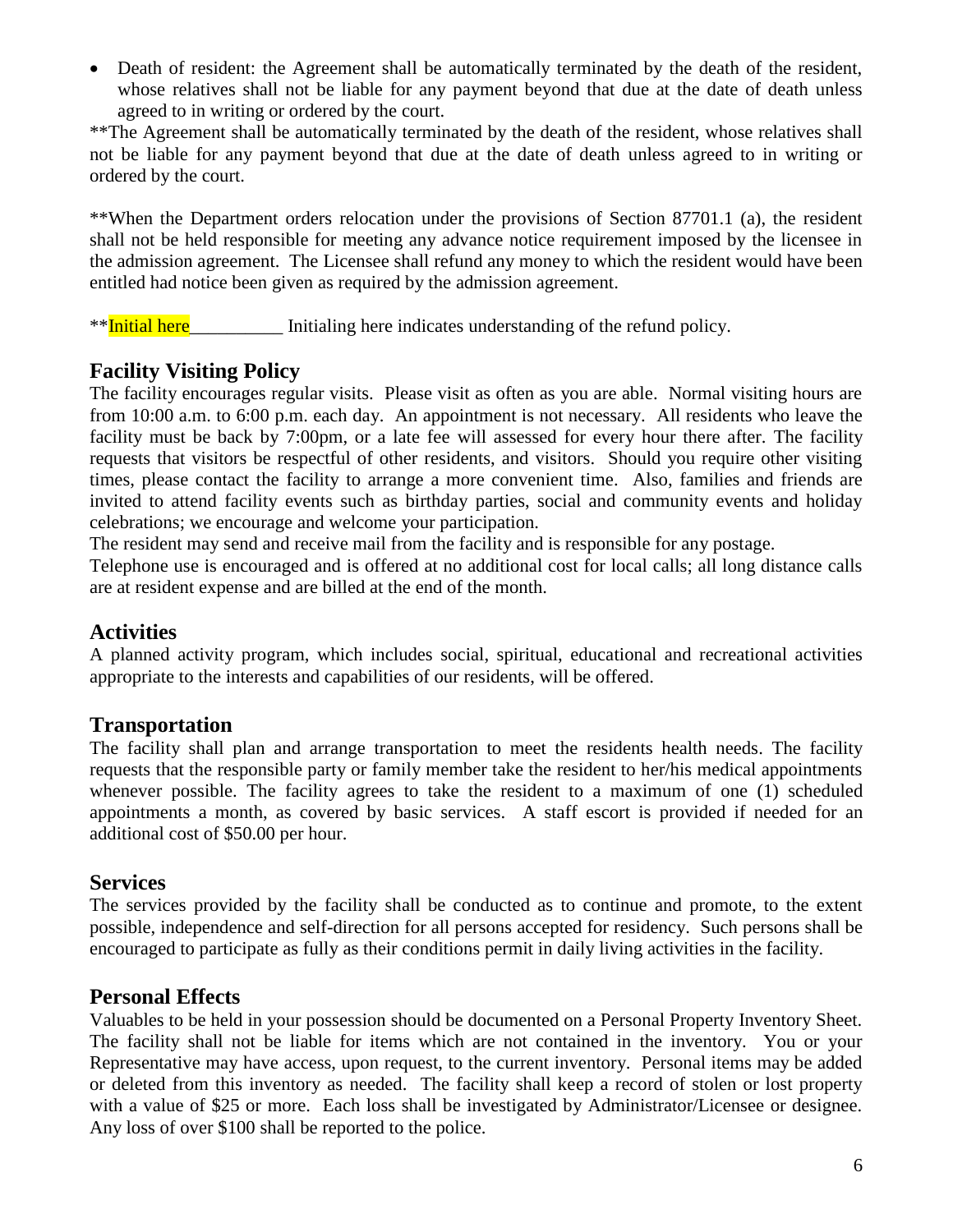- Death of resident: the Agreement shall be automatically terminated by the death of the resident, whose relatives shall not be liable for any payment beyond that due at the date of death unless agreed to in writing or ordered by the court.

**The Agreement shall be automatically terminated by the death of the resident, whose relatives shall not be liable for any payment beyond that due at the date of death unless agreed to in writing or ordered by the court.

**When the Department orders relocation under the provisions of Section 87701.1 (a), the resident shall not be held responsible for meeting any advance notice requirement imposed by the licensee in the admission agreement. The Licensee shall refund any money to which the resident would have been entitled had notice been given as required by the admission agreement.

**Initial here__________ Initialing here indicates understanding of the refund policy.

## Facility Visiting Policy

The facility encourages regular visits. Please visit as often as you are able. Normal visiting hours are from 10:00 a.m. to 6:00 p.m. each day. An appointment is not necessary. All residents who leave the facility must be back by 7:00pm, or a late fee will assessed for every hour there after. The facility requests that visitors be respectful of other residents, and visitors. Should you require other visiting times, please contact the facility to arrange a more convenient time. Also, families and friends are invited to attend facility events such as birthday parties, social and community events and holiday celebrations; we encourage and welcome your participation.

The resident may send and receive mail from the facility and is responsible for any postage.

Telephone use is encouraged and is offered at no additional cost for local calls; all long distance calls are at resident expense and are billed at the end of the month.

## Activities

A planned activity program, which includes social, spiritual, educational and recreational activities appropriate to the interests and capabilities of our residents, will be offered.

## Transportation

The facility shall plan and arrange transportation to meet the residents health needs. The facility requests that the responsible party or family member take the resident to her/his medical appointments whenever possible. The facility agrees to take the resident to a maximum of one (1) scheduled appointments a month, as covered by basic services. A staff escort is provided if needed for an additional cost of $50.00 per hour.

## Services

The services provided by the facility shall be conducted as to continue and promote, to the extent possible, independence and self-direction for all persons accepted for residency. Such persons shall be encouraged to participate as fully as their conditions permit in daily living activities in the facility.

## Personal Effects

Valuables to be held in your possession should be documented on a Personal Property Inventory Sheet. The facility shall not be liable for items which are not contained in the inventory. You or your Representative may have access, upon request, to the current inventory. Personal items may be added or deleted from this inventory as needed. The facility shall keep a record of stolen or lost property with a value of $25 or more. Each loss shall be investigated by Administrator/Licensee or designee. Any loss of over $100 shall be reported to the police.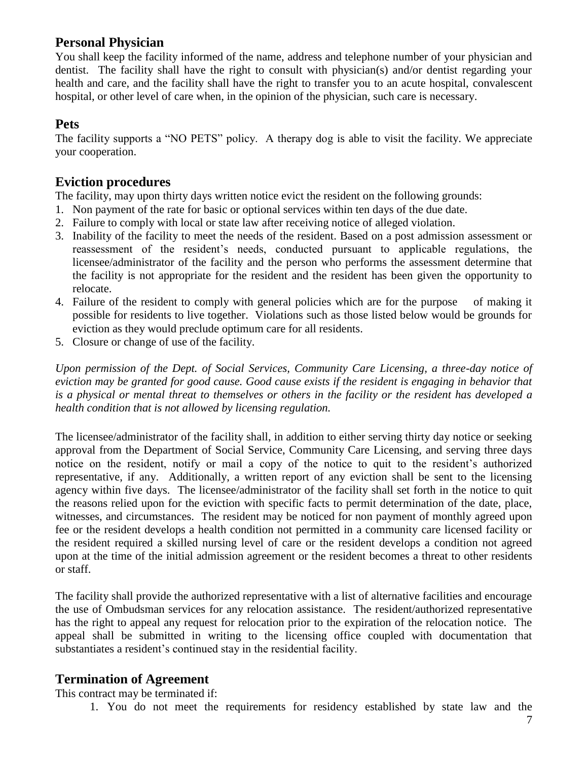## Personal Physician

You shall keep the facility informed of the name, address and telephone number of your physician and dentist. The facility shall have the right to consult with physician(s) and/or dentist regarding your health and care, and the facility shall have the right to transfer you to an acute hospital, convalescent hospital, or other level of care when, in the opinion of the physician, such care is necessary.

## Pets

The facility supports a "NO PETS" policy. A therapy dog is able to visit the facility. We appreciate your cooperation.

## Eviction procedures

The facility, may upon thirty days written notice evict the resident on the following grounds:

1. Non payment of the rate for basic or optional services within ten days of the due date.
2. Failure to comply with local or state law after receiving notice of alleged violation.
3. Inability of the facility to meet the needs of the resident. Based on a post admission assessment or reassessment of the resident's needs, conducted pursuant to applicable regulations, the licensee/administrator of the facility and the person who performs the assessment determine that the facility is not appropriate for the resident and the resident has been given the opportunity to relocate.
4. Failure of the resident to comply with general policies which are for the purpose of making it possible for residents to live together. Violations such as those listed below would be grounds for eviction as they would preclude optimum care for all residents.
5. Closure or change of use of the facility.

*Upon permission of the Dept. of Social Services, Community Care Licensing, a three-day notice of eviction may be granted for good cause. Good cause exists if the resident is engaging in behavior that is a physical or mental threat to themselves or others in the facility or the resident has developed a health condition that is not allowed by licensing regulation.*

The licensee/administrator of the facility shall, in addition to either serving thirty day notice or seeking approval from the Department of Social Service, Community Care Licensing, and serving three days notice on the resident, notify or mail a copy of the notice to quit to the resident's authorized representative, if any. Additionally, a written report of any eviction shall be sent to the licensing agency within five days. The licensee/administrator of the facility shall set forth in the notice to quit the reasons relied upon for the eviction with specific facts to permit determination of the date, place, witnesses, and circumstances. The resident may be noticed for non payment of monthly agreed upon fee or the resident develops a health condition not permitted in a community care licensed facility or the resident required a skilled nursing level of care or the resident develops a condition not agreed upon at the time of the initial admission agreement or the resident becomes a threat to other residents or staff.

The facility shall provide the authorized representative with a list of alternative facilities and encourage the use of Ombudsman services for any relocation assistance. The resident/authorized representative has the right to appeal any request for relocation prior to the expiration of the relocation notice. The appeal shall be submitted in writing to the licensing office coupled with documentation that substantiates a resident's continued stay in the residential facility.

## Termination of Agreement

This contract may be terminated if:

1. You do not meet the requirements for residency established by state law and the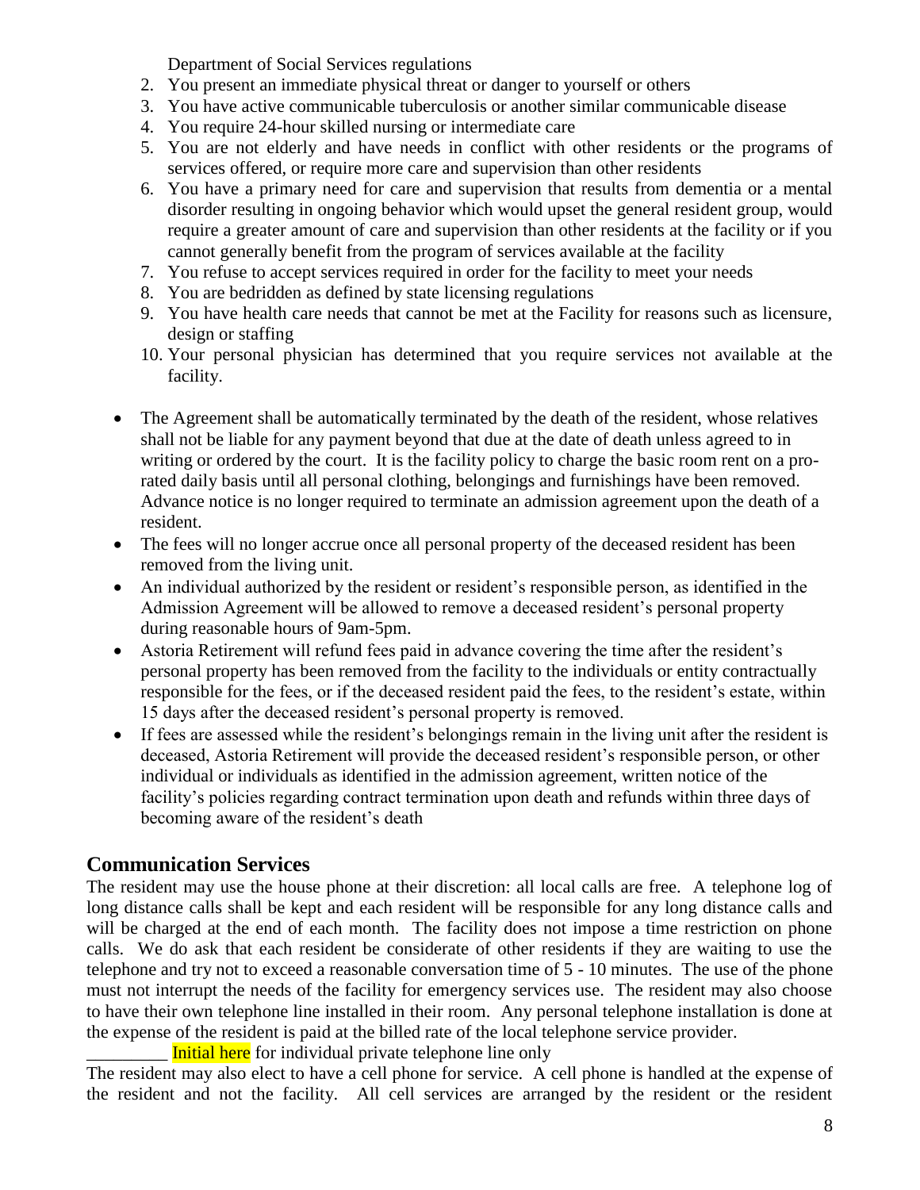Department of Social Services regulations

2. You present an immediate physical threat or danger to yourself or others
3. You have active communicable tuberculosis or another similar communicable disease
4. You require 24-hour skilled nursing or intermediate care
5. You are not elderly and have needs in conflict with other residents or the programs of services offered, or require more care and supervision than other residents
6. You have a primary need for care and supervision that results from dementia or a mental disorder resulting in ongoing behavior which would upset the general resident group, would require a greater amount of care and supervision than other residents at the facility or if you cannot generally benefit from the program of services available at the facility
7. You refuse to accept services required in order for the facility to meet your needs
8. You are bedridden as defined by state licensing regulations
9. You have health care needs that cannot be met at the Facility for reasons such as licensure, design or staffing
10. Your personal physician has determined that you require services not available at the facility.

- The Agreement shall be automatically terminated by the death of the resident, whose relatives shall not be liable for any payment beyond that due at the date of death unless agreed to in writing or ordered by the court. It is the facility policy to charge the basic room rent on a pro-rated daily basis until all personal clothing, belongings and furnishings have been removed. Advance notice is no longer required to terminate an admission agreement upon the death of a resident.
- The fees will no longer accrue once all personal property of the deceased resident has been removed from the living unit.
- An individual authorized by the resident or resident's responsible person, as identified in the Admission Agreement will be allowed to remove a deceased resident's personal property during reasonable hours of 9am-5pm.
- Astoria Retirement will refund fees paid in advance covering the time after the resident's personal property has been removed from the facility to the individuals or entity contractually responsible for the fees, or if the deceased resident paid the fees, to the resident's estate, within 15 days after the deceased resident's personal property is removed.
- If fees are assessed while the resident's belongings remain in the living unit after the resident is deceased, Astoria Retirement will provide the deceased resident's responsible person, or other individual or individuals as identified in the admission agreement, written notice of the facility's policies regarding contract termination upon death and refunds within three days of becoming aware of the resident's death

## Communication Services

The resident may use the house phone at their discretion: all local calls are free. A telephone log of long distance calls shall be kept and each resident will be responsible for any long distance calls and will be charged at the end of each month. The facility does not impose a time restriction on phone calls. We do ask that each resident be considerate of other residents if they are waiting to use the telephone and try not to exceed a reasonable conversation time of 5 - 10 minutes. The use of the phone must not interrupt the needs of the facility for emergency services use. The resident may also choose to have their own telephone line installed in their room. Any personal telephone installation is done at the expense of the resident is paid at the billed rate of the local telephone service provider.

_________ Initial here for individual private telephone line only

The resident may also elect to have a cell phone for service. A cell phone is handled at the expense of the resident and not the facility. All cell services are arranged by the resident or the resident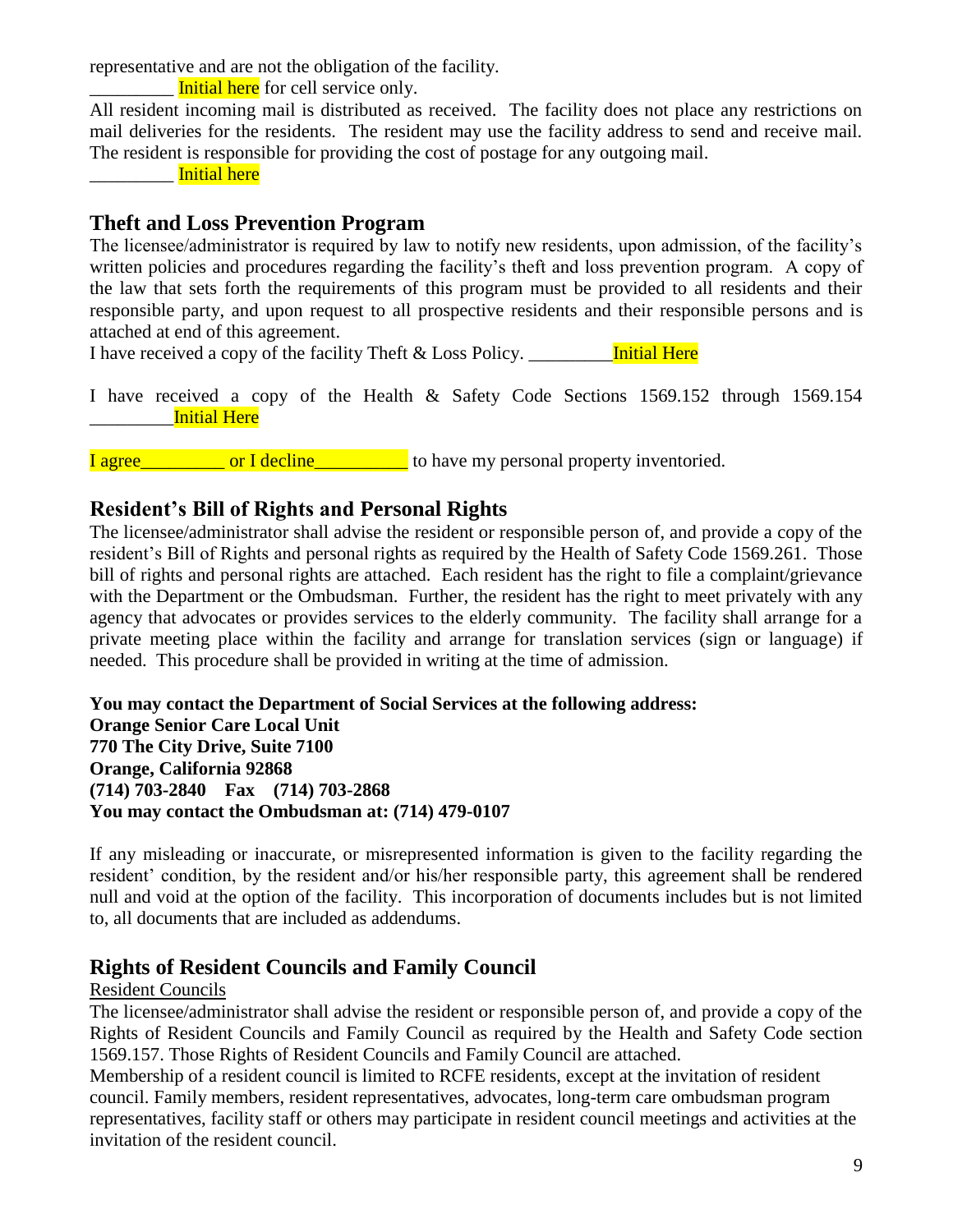representative and are not the obligation of the facility.

_________ Initial here for cell service only.

All resident incoming mail is distributed as received. The facility does not place any restrictions on mail deliveries for the residents. The resident may use the facility address to send and receive mail. The resident is responsible for providing the cost of postage for any outgoing mail.

_________ Initial here

## Theft and Loss Prevention Program

The licensee/administrator is required by law to notify new residents, upon admission, of the facility's written policies and procedures regarding the facility's theft and loss prevention program. A copy of the law that sets forth the requirements of this program must be provided to all residents and their responsible party, and upon request to all prospective residents and their responsible persons and is attached at end of this agreement.

I have received a copy of the facility Theft & Loss Policy. _________Initial Here

I have received a copy of the Health & Safety Code Sections 1569.152 through 1569.154 _________Initial Here

I agree_________ or I decline__________ to have my personal property inventoried.

## Resident's Bill of Rights and Personal Rights

The licensee/administrator shall advise the resident or responsible person of, and provide a copy of the resident's Bill of Rights and personal rights as required by the Health of Safety Code 1569.261. Those bill of rights and personal rights are attached. Each resident has the right to file a complaint/grievance with the Department or the Ombudsman. Further, the resident has the right to meet privately with any agency that advocates or provides services to the elderly community. The facility shall arrange for a private meeting place within the facility and arrange for translation services (sign or language) if needed. This procedure shall be provided in writing at the time of admission.

**You may contact the Department of Social Services at the following address:**
**Orange Senior Care Local Unit**
**770 The City Drive, Suite 7100**
**Orange, California 92868**
**(714) 703-2840 Fax (714) 703-2868**
**You may contact the Ombudsman at: (714) 479-0107**

If any misleading or inaccurate, or misrepresented information is given to the facility regarding the resident' condition, by the resident and/or his/her responsible party, this agreement shall be rendered null and void at the option of the facility. This incorporation of documents includes but is not limited to, all documents that are included as addendums.

## Rights of Resident Councils and Family Council

Resident Councils

The licensee/administrator shall advise the resident or responsible person of, and provide a copy of the Rights of Resident Councils and Family Council as required by the Health and Safety Code section 1569.157. Those Rights of Resident Councils and Family Council are attached.

Membership of a resident council is limited to RCFE residents, except at the invitation of resident council. Family members, resident representatives, advocates, long-term care ombudsman program representatives, facility staff or others may participate in resident council meetings and activities at the invitation of the resident council.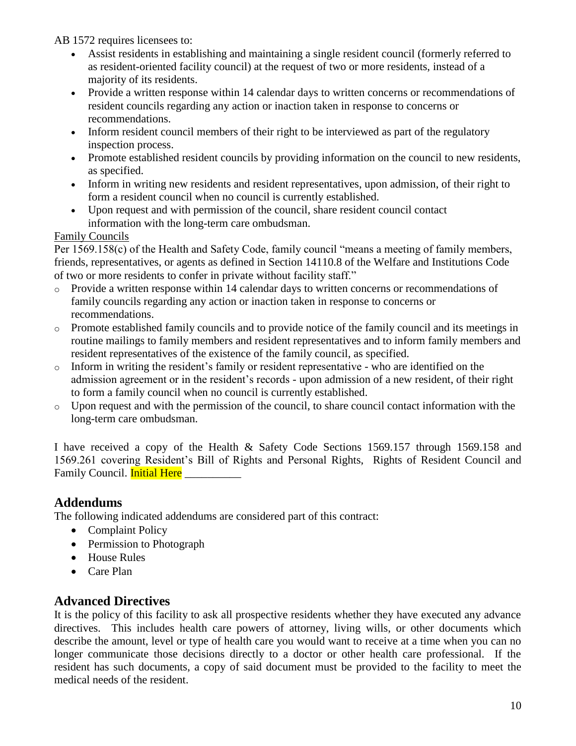AB 1572 requires licensees to:

- Assist residents in establishing and maintaining a single resident council (formerly referred to as resident-oriented facility council) at the request of two or more residents, instead of a majority of its residents.
- Provide a written response within 14 calendar days to written concerns or recommendations of resident councils regarding any action or inaction taken in response to concerns or recommendations.
- Inform resident council members of their right to be interviewed as part of the regulatory inspection process.
- Promote established resident councils by providing information on the council to new residents, as specified.
- Inform in writing new residents and resident representatives, upon admission, of their right to form a resident council when no council is currently established.
- Upon request and with permission of the council, share resident council contact information with the long-term care ombudsman.

Family Councils

Per 1569.158(c) of the Health and Safety Code, family council "means a meeting of family members, friends, representatives, or agents as defined in Section 14110.8 of the Welfare and Institutions Code of two or more residents to confer in private without facility staff."

- Provide a written response within 14 calendar days to written concerns or recommendations of family councils regarding any action or inaction taken in response to concerns or recommendations.
- Promote established family councils and to provide notice of the family council and its meetings in routine mailings to family members and resident representatives and to inform family members and resident representatives of the existence of the family council, as specified.
- Inform in writing the resident's family or resident representative - who are identified on the admission agreement or in the resident's records - upon admission of a new resident, of their right to form a family council when no council is currently established.
- Upon request and with the permission of the council, to share council contact information with the long-term care ombudsman.

I have received a copy of the Health & Safety Code Sections 1569.157 through 1569.158 and 1569.261 covering Resident's Bill of Rights and Personal Rights, Rights of Resident Council and Family Council. Initial Here __________

## Addendums

The following indicated addendums are considered part of this contract:

- Complaint Policy
- Permission to Photograph
- House Rules
- Care Plan

## Advanced Directives

It is the policy of this facility to ask all prospective residents whether they have executed any advance directives. This includes health care powers of attorney, living wills, or other documents which describe the amount, level or type of health care you would want to receive at a time when you can no longer communicate those decisions directly to a doctor or other health care professional. If the resident has such documents, a copy of said document must be provided to the facility to meet the medical needs of the resident.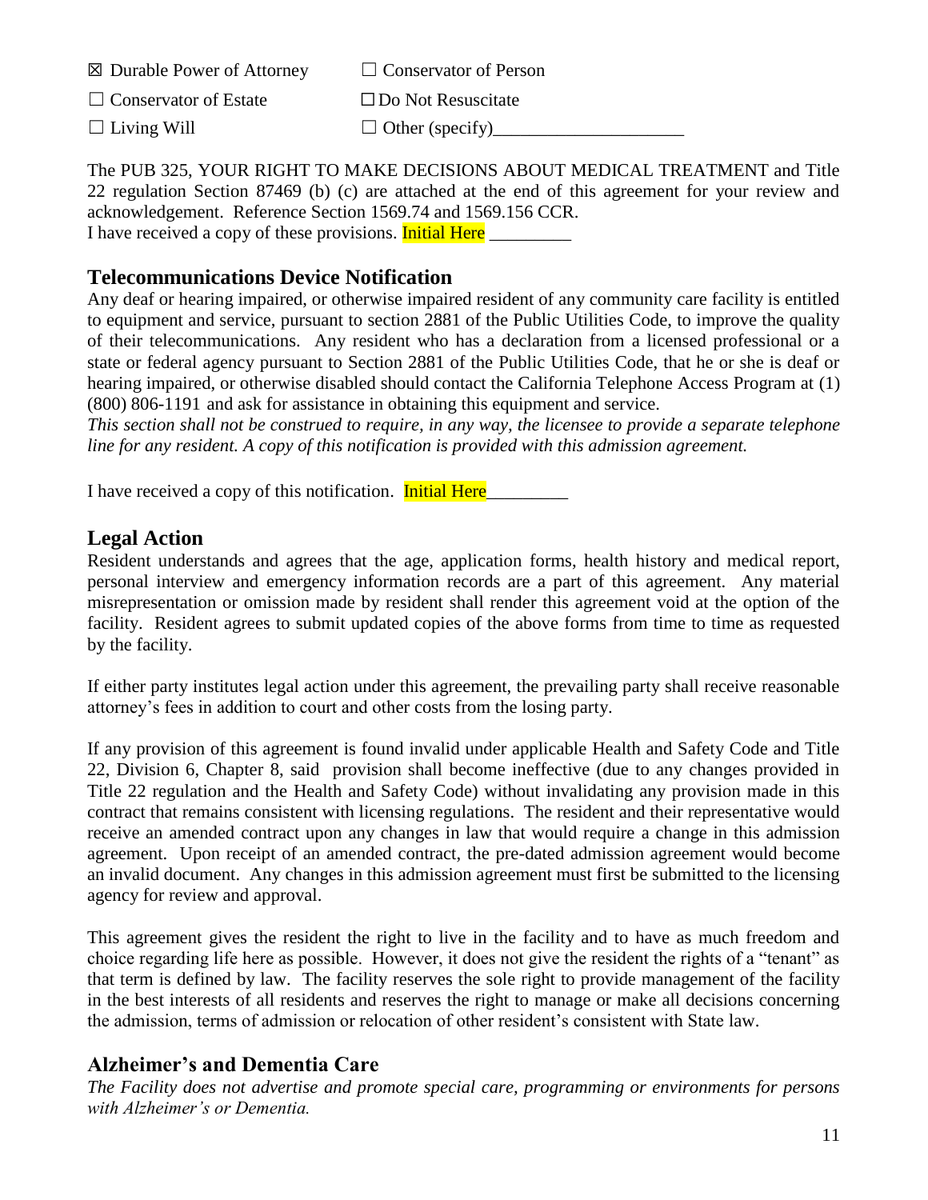| | |
|---|---|
| ☒ Durable Power of Attorney | ☐ Conservator of Person |
| ☐ Conservator of Estate | ☐ Do Not Resuscitate |
| ☐ Living Will | ☐ Other (specify)_____________________ |

The PUB 325, YOUR RIGHT TO MAKE DECISIONS ABOUT MEDICAL TREATMENT and Title 22 regulation Section 87469 (b) (c) are attached at the end of this agreement for your review and acknowledgement. Reference Section 1569.74 and 1569.156 CCR.
I have received a copy of these provisions. Initial Here _________

## Telecommunications Device Notification

Any deaf or hearing impaired, or otherwise impaired resident of any community care facility is entitled to equipment and service, pursuant to section 2881 of the Public Utilities Code, to improve the quality of their telecommunications. Any resident who has a declaration from a licensed professional or a state or federal agency pursuant to Section 2881 of the Public Utilities Code, that he or she is deaf or hearing impaired, or otherwise disabled should contact the California Telephone Access Program at (1) (800) 806-1191 and ask for assistance in obtaining this equipment and service.
*This section shall not be construed to require, in any way, the licensee to provide a separate telephone line for any resident. A copy of this notification is provided with this admission agreement.*

I have received a copy of this notification. Initial Here_________

## Legal Action

Resident understands and agrees that the age, application forms, health history and medical report, personal interview and emergency information records are a part of this agreement. Any material misrepresentation or omission made by resident shall render this agreement void at the option of the facility. Resident agrees to submit updated copies of the above forms from time to time as requested by the facility.

If either party institutes legal action under this agreement, the prevailing party shall receive reasonable attorney's fees in addition to court and other costs from the losing party.

If any provision of this agreement is found invalid under applicable Health and Safety Code and Title 22, Division 6, Chapter 8, said provision shall become ineffective (due to any changes provided in Title 22 regulation and the Health and Safety Code) without invalidating any provision made in this contract that remains consistent with licensing regulations. The resident and their representative would receive an amended contract upon any changes in law that would require a change in this admission agreement. Upon receipt of an amended contract, the pre-dated admission agreement would become an invalid document. Any changes in this admission agreement must first be submitted to the licensing agency for review and approval.

This agreement gives the resident the right to live in the facility and to have as much freedom and choice regarding life here as possible. However, it does not give the resident the rights of a "tenant" as that term is defined by law. The facility reserves the sole right to provide management of the facility in the best interests of all residents and reserves the right to manage or make all decisions concerning the admission, terms of admission or relocation of other resident's consistent with State law.

## Alzheimer's and Dementia Care

*The Facility does not advertise and promote special care, programming or environments for persons with Alzheimer's or Dementia.*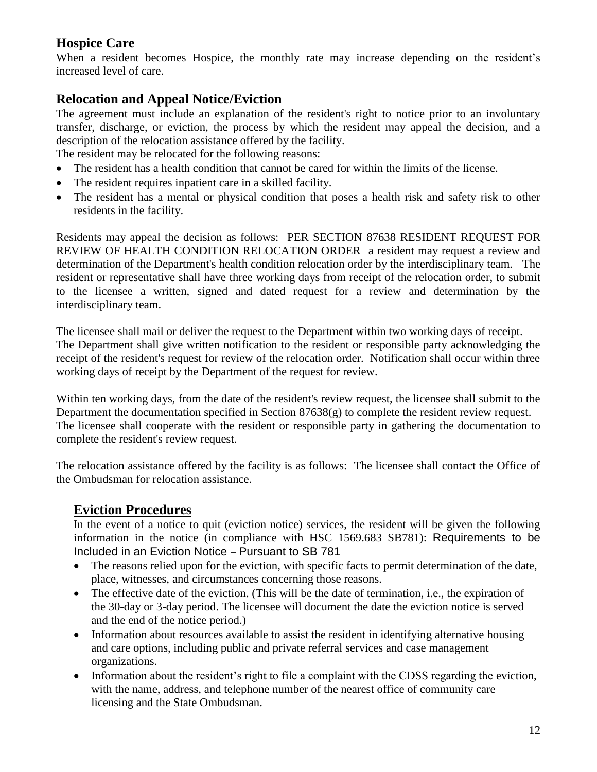## Hospice Care

When a resident becomes Hospice, the monthly rate may increase depending on the resident's increased level of care.

## Relocation and Appeal Notice/Eviction

The agreement must include an explanation of the resident's right to notice prior to an involuntary transfer, discharge, or eviction, the process by which the resident may appeal the decision, and a description of the relocation assistance offered by the facility.

The resident may be relocated for the following reasons:

- The resident has a health condition that cannot be cared for within the limits of the license.
- The resident requires inpatient care in a skilled facility.
- The resident has a mental or physical condition that poses a health risk and safety risk to other residents in the facility.

Residents may appeal the decision as follows: PER SECTION 87638 RESIDENT REQUEST FOR REVIEW OF HEALTH CONDITION RELOCATION ORDER a resident may request a review and determination of the Department's health condition relocation order by the interdisciplinary team. The resident or representative shall have three working days from receipt of the relocation order, to submit to the licensee a written, signed and dated request for a review and determination by the interdisciplinary team.

The licensee shall mail or deliver the request to the Department within two working days of receipt. The Department shall give written notification to the resident or responsible party acknowledging the receipt of the resident's request for review of the relocation order. Notification shall occur within three working days of receipt by the Department of the request for review.

Within ten working days, from the date of the resident's review request, the licensee shall submit to the Department the documentation specified in Section 87638(g) to complete the resident review request. The licensee shall cooperate with the resident or responsible party in gathering the documentation to complete the resident's review request.

The relocation assistance offered by the facility is as follows: The licensee shall contact the Office of the Ombudsman for relocation assistance.

## Eviction Procedures

In the event of a notice to quit (eviction notice) services, the resident will be given the following information in the notice (in compliance with HSC 1569.683 SB781): Requirements to be Included in an Eviction Notice – Pursuant to SB 781

- The reasons relied upon for the eviction, with specific facts to permit determination of the date, place, witnesses, and circumstances concerning those reasons.
- The effective date of the eviction. (This will be the date of termination, i.e., the expiration of the 30-day or 3-day period. The licensee will document the date the eviction notice is served and the end of the notice period.)
- Information about resources available to assist the resident in identifying alternative housing and care options, including public and private referral services and case management organizations.
- Information about the resident's right to file a complaint with the CDSS regarding the eviction, with the name, address, and telephone number of the nearest office of community care licensing and the State Ombudsman.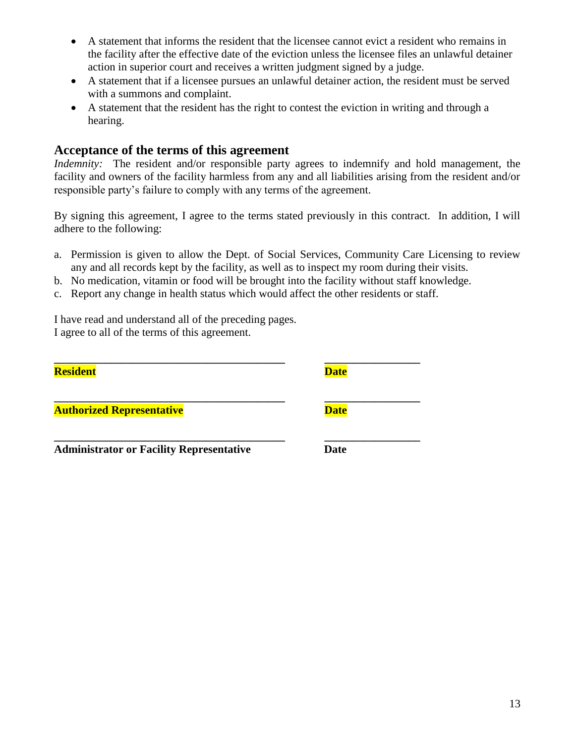- A statement that informs the resident that the licensee cannot evict a resident who remains in the facility after the effective date of the eviction unless the licensee files an unlawful detainer action in superior court and receives a written judgment signed by a judge.
- A statement that if a licensee pursues an unlawful detainer action, the resident must be served with a summons and complaint.
- A statement that the resident has the right to contest the eviction in writing and through a hearing.

## Acceptance of the terms of this agreement

*Indemnity:* The resident and/or responsible party agrees to indemnify and hold management, the facility and owners of the facility harmless from any and all liabilities arising from the resident and/or responsible party's failure to comply with any terms of the agreement.

By signing this agreement, I agree to the terms stated previously in this contract. In addition, I will adhere to the following:

a. Permission is given to allow the Dept. of Social Services, Community Care Licensing to review any and all records kept by the facility, as well as to inspect my room during their visits.
b. No medication, vitamin or food will be brought into the facility without staff knowledge.
c. Report any change in health status which would affect the other residents or staff.

I have read and understand all of the preceding pages.
I agree to all of the terms of this agreement.

\_\_\_\_\_\_\_\_\_\_\_\_\_\_\_\_\_\_\_\_\_\_\_\_\_\_\_\_\_\_\_\_\_\_\_\_\_\_\_\_ \_\_\_\_\_\_\_\_\_\_\_\_\_\_\_\_\_
**Resident** **Date**

\_\_\_\_\_\_\_\_\_\_\_\_\_\_\_\_\_\_\_\_\_\_\_\_\_\_\_\_\_\_\_\_\_\_\_\_\_\_\_\_ \_\_\_\_\_\_\_\_\_\_\_\_\_\_\_\_\_
**Authorized Representative** **Date**

\_\_\_\_\_\_\_\_\_\_\_\_\_\_\_\_\_\_\_\_\_\_\_\_\_\_\_\_\_\_\_\_\_\_\_\_\_\_\_\_ \_\_\_\_\_\_\_\_\_\_\_\_\_\_\_\_\_
**Administrator or Facility Representative** **Date**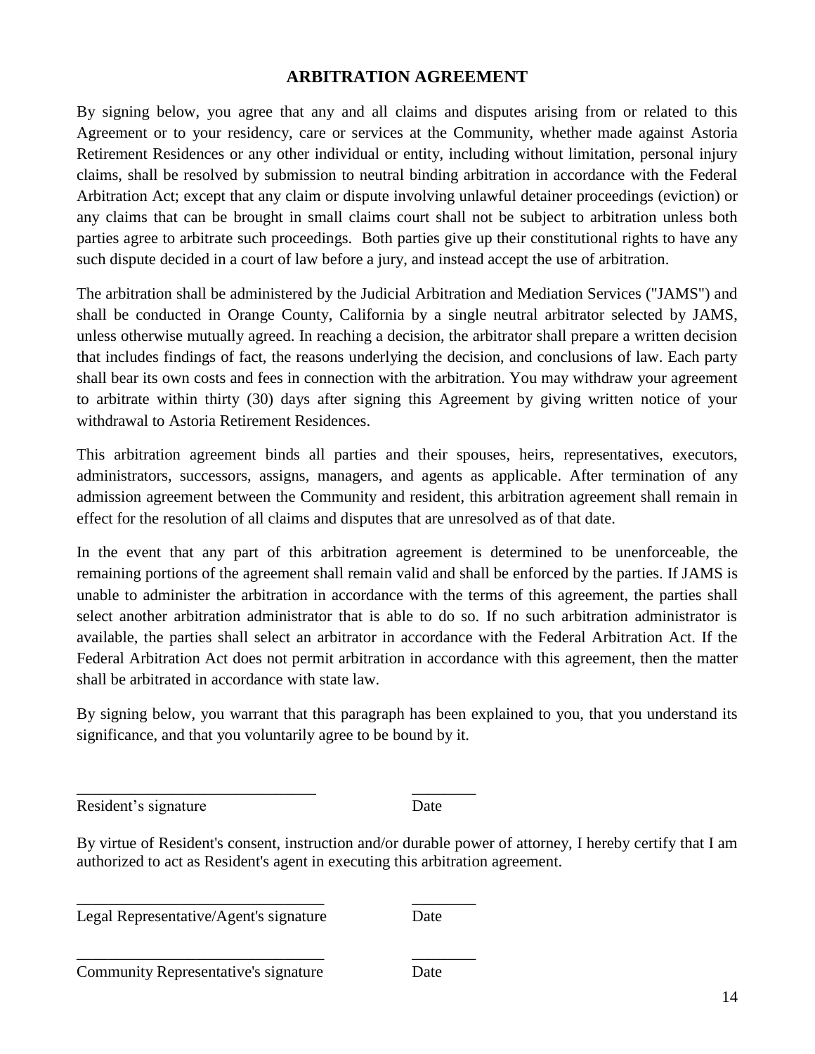## ARBITRATION AGREEMENT

By signing below, you agree that any and all claims and disputes arising from or related to this Agreement or to your residency, care or services at the Community, whether made against Astoria Retirement Residences or any other individual or entity, including without limitation, personal injury claims, shall be resolved by submission to neutral binding arbitration in accordance with the Federal Arbitration Act; except that any claim or dispute involving unlawful detainer proceedings (eviction) or any claims that can be brought in small claims court shall not be subject to arbitration unless both parties agree to arbitrate such proceedings. Both parties give up their constitutional rights to have any such dispute decided in a court of law before a jury, and instead accept the use of arbitration.

The arbitration shall be administered by the Judicial Arbitration and Mediation Services ("JAMS") and shall be conducted in Orange County, California by a single neutral arbitrator selected by JAMS, unless otherwise mutually agreed. In reaching a decision, the arbitrator shall prepare a written decision that includes findings of fact, the reasons underlying the decision, and conclusions of law. Each party shall bear its own costs and fees in connection with the arbitration. You may withdraw your agreement to arbitrate within thirty (30) days after signing this Agreement by giving written notice of your withdrawal to Astoria Retirement Residences.

This arbitration agreement binds all parties and their spouses, heirs, representatives, executors, administrators, successors, assigns, managers, and agents as applicable. After termination of any admission agreement between the Community and resident, this arbitration agreement shall remain in effect for the resolution of all claims and disputes that are unresolved as of that date.

In the event that any part of this arbitration agreement is determined to be unenforceable, the remaining portions of the agreement shall remain valid and shall be enforced by the parties. If JAMS is unable to administer the arbitration in accordance with the terms of this agreement, the parties shall select another arbitration administrator that is able to do so. If no such arbitration administrator is available, the parties shall select an arbitrator in accordance with the Federal Arbitration Act. If the Federal Arbitration Act does not permit arbitration in accordance with this agreement, then the matter shall be arbitrated in accordance with state law.

By signing below, you warrant that this paragraph has been explained to you, that you understand its significance, and that you voluntarily agree to be bound by it.

______________________________ ________
Resident's signature Date

By virtue of Resident's consent, instruction and/or durable power of attorney, I hereby certify that I am authorized to act as Resident's agent in executing this arbitration agreement.

_______________________________ ________
Legal Representative/Agent's signature Date

_______________________________ ________
Community Representative's signature Date